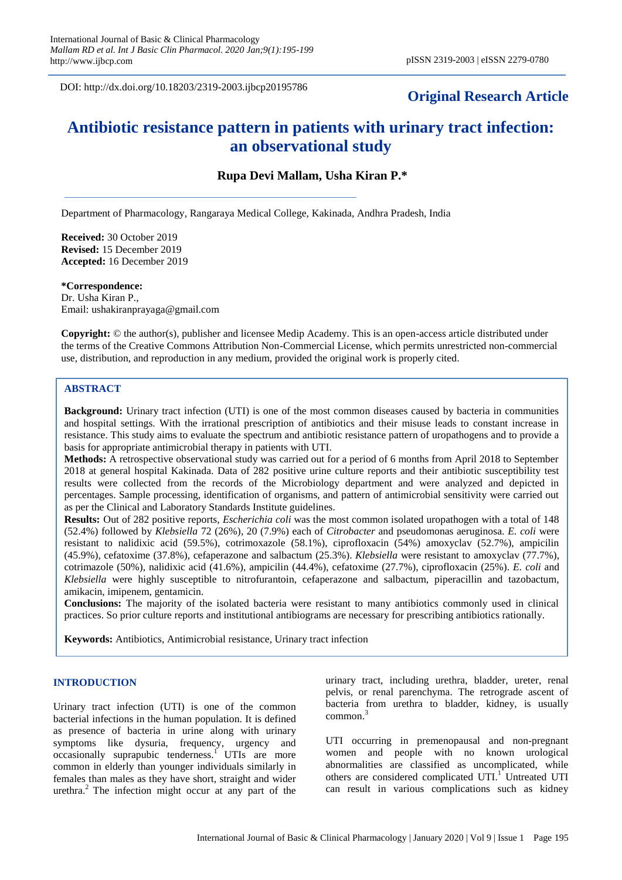DOI: http://dx.doi.org/10.18203/2319-2003.ijbcp20195786

**Original Research Article**

# Antibiotic resistance pattern in patients with urinary tract infection: an observational study

**Rupa Devi Mallam, Usha Kiran P.***

Department of Pharmacology, Rangaraya Medical College, Kakinada, Andhra Pradesh, India

**Received:** 30 October 2019
**Revised:** 15 December 2019
**Accepted:** 16 December 2019

**\*Correspondence:**
Dr. Usha Kiran P.,
Email: ushakiranprayaga@gmail.com

**Copyright:** © the author(s), publisher and licensee Medip Academy. This is an open-access article distributed under the terms of the Creative Commons Attribution Non-Commercial License, which permits unrestricted non-commercial use, distribution, and reproduction in any medium, provided the original work is properly cited.

## ABSTRACT

**Background:** Urinary tract infection (UTI) is one of the most common diseases caused by bacteria in communities and hospital settings. With the irrational prescription of antibiotics and their misuse leads to constant increase in resistance. This study aims to evaluate the spectrum and antibiotic resistance pattern of uropathogens and to provide a basis for appropriate antimicrobial therapy in patients with UTI.

**Methods:** A retrospective observational study was carried out for a period of 6 months from April 2018 to September 2018 at general hospital Kakinada. Data of 282 positive urine culture reports and their antibiotic susceptibility test results were collected from the records of the Microbiology department and were analyzed and depicted in percentages. Sample processing, identification of organisms, and pattern of antimicrobial sensitivity were carried out as per the Clinical and Laboratory Standards Institute guidelines.

**Results:** Out of 282 positive reports, *Escherichia coli* was the most common isolated uropathogen with a total of 148 (52.4%) followed by *Klebsiella* 72 (26%), 20 (7.9%) each of *Citrobacter* and pseudomonas aeruginosa. *E. coli* were resistant to nalidixic acid (59.5%), cotrimoxazole (58.1%), ciprofloxacin (54%) amoxyclav (52.7%), ampicilin (45.9%), cefatoxime (37.8%), cefaperazone and salbactum (25.3%). *Klebsiella* were resistant to amoxyclav (77.7%), cotrimazole (50%), nalidixic acid (41.6%), ampicilin (44.4%), cefatoxime (27.7%), ciprofloxacin (25%). *E. coli* and *Klebsiella* were highly susceptible to nitrofurantoin, cefaperazone and salbactum, piperacillin and tazobactum, amikacin, imipenem, gentamicin.

**Conclusions:** The majority of the isolated bacteria were resistant to many antibiotics commonly used in clinical practices. So prior culture reports and institutional antibiograms are necessary for prescribing antibiotics rationally.

**Keywords:** Antibiotics, Antimicrobial resistance, Urinary tract infection

## INTRODUCTION

Urinary tract infection (UTI) is one of the common bacterial infections in the human population. It is defined as presence of bacteria in urine along with urinary symptoms like dysuria, frequency, urgency and occasionally suprapubic tenderness.[1] UTIs are more common in elderly than younger individuals similarly in females than males as they have short, straight and wider urethra.[2] The infection might occur at any part of the urinary tract, including urethra, bladder, ureter, renal pelvis, or renal parenchyma. The retrograde ascent of bacteria from urethra to bladder, kidney, is usually common.[3]

UTI occurring in premenopausal and non-pregnant women and people with no known urological abnormalities are classified as uncomplicated, while others are considered complicated UTI.[1] Untreated UTI can result in various complications such as kidney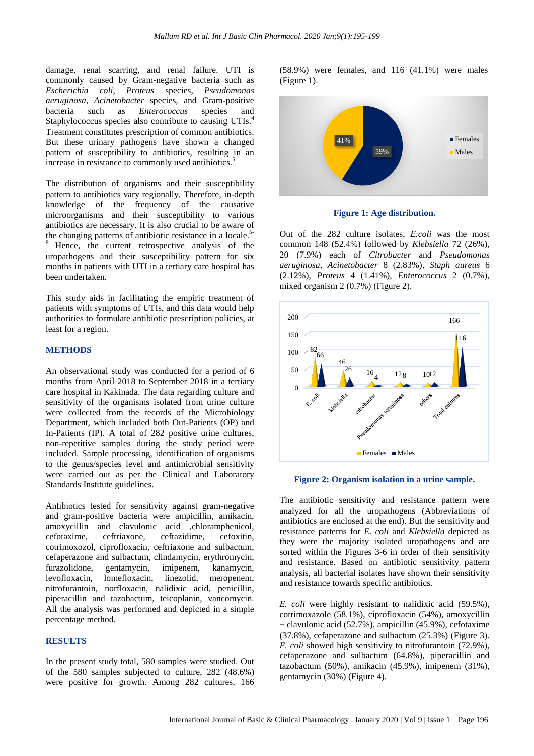damage, renal scarring, and renal failure. UTI is commonly caused by Gram-negative bacteria such as *Escherichia coli*, *Proteus* species, *Pseudomonas aeruginosa*, *Acinetobacter* species, and Gram-positive bacteria such as *Enterococcus* species and Staphylococcus species also contribute to causing UTIs.[4] Treatment constitutes prescription of common antibiotics. But these urinary pathogens have shown a changed pattern of susceptibility to antibiotics, resulting in an increase in resistance to commonly used antibiotics.[5]

The distribution of organisms and their susceptibility pattern to antibiotics vary regionally. Therefore, in-depth knowledge of the frequency of the causative microorganisms and their susceptibility to various antibiotics are necessary. It is also crucial to be aware of the changing patterns of antibiotic resistance in a locale.[5-8] Hence, the current retrospective analysis of the uropathogens and their susceptibility pattern for six months in patients with UTI in a tertiary care hospital has been undertaken.

This study aids in facilitating the empiric treatment of patients with symptoms of UTIs, and this data would help authorities to formulate antibiotic prescription policies, at least for a region.

## METHODS

An observational study was conducted for a period of 6 months from April 2018 to September 2018 in a tertiary care hospital in Kakinada. The data regarding culture and sensitivity of the organisms isolated from urine culture were collected from the records of the Microbiology Department, which included both Out-Patients (OP) and In-Patients (IP). A total of 282 positive urine cultures, non-repetitive samples during the study period were included. Sample processing, identification of organisms to the genus/species level and antimicrobial sensitivity were carried out as per the Clinical and Laboratory Standards Institute guidelines.

Antibiotics tested for sensitivity against gram-negative and gram-positive bacteria were ampicillin, amikacin, amoxycillin and clavulonic acid ,chloramphenicol, cefotaxime, ceftriaxone, ceftazidime, cefoxitin, cotrimoxozol, ciprofloxacin, ceftriaxone and sulbactum, cefaperazone and sulbactum, clindamycin, erythromycin, furazolidone, gentamycin, imipenem, kanamycin, levofloxacin, lomefloxacin, linezolid, meropenem, nitrofurantoin, norfloxacin, nalidixic acid, penicillin, piperacillin and tazobactum, teicoplanin, vancomycin. All the analysis was performed and depicted in a simple percentage method.

## RESULTS

In the present study total, 580 samples were studied. Out of the 580 samples subjected to culture, 282 (48.6%) were positive for growth. Among 282 cultures, 166 (58.9%) were females, and 116 (41.1%) were males (Figure 1).

**Figure 1: Age distribution.**

Out of the 282 culture isolates, *E.coli* was the most common 148 (52.4%) followed by *Klebsiella* 72 (26%), 20 (7.9%) each of *Citrobacter* and *Pseudomonas aeruginosa*, *Acinetobacter* 8 (2.83%), *Staph aureus* 6 (2.12%), *Proteus* 4 (1.41%), *Enterococcus* 2 (0.7%), mixed organism 2 (0.7%) (Figure 2).

**Figure 2: Organism isolation in a urine sample.**

The antibiotic sensitivity and resistance pattern were analyzed for all the uropathogens (Abbreviations of antibiotics are enclosed at the end). But the sensitivity and resistance patterns for *E. coli* and *Klebsiella* depicted as they were the majority isolated uropathogens and are sorted within the Figures 3-6 in order of their sensitivity and resistance. Based on antibiotic sensitivity pattern analysis, all bacterial isolates have shown their sensitivity and resistance towards specific antibiotics.

*E. coli* were highly resistant to nalidixic acid (59.5%), cotrimoxazole (58.1%), ciprofloxacin (54%), amoxycillin + clavulonic acid (52.7%), ampicillin (45.9%), cefotaxime (37.8%), cefaperazone and sulbactum (25.3%) (Figure 3). *E. coli* showed high sensitivity to nitrofurantoin (72.9%), cefaperazone and sulbactum (64.8%), piperacillin and tazobactum (50%), amikacin (45.9%), imipenem (31%), gentamycin (30%) (Figure 4).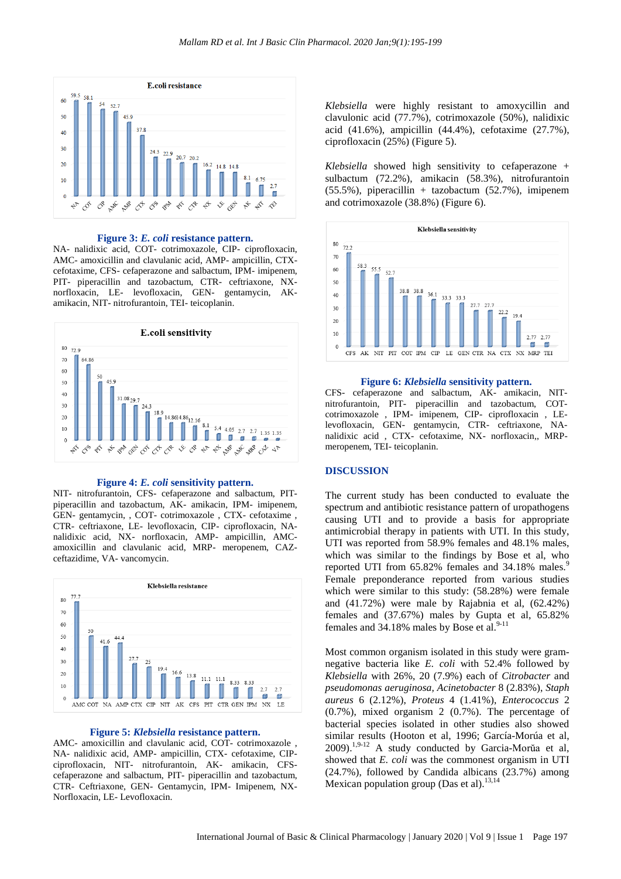**Figure 3: *E. coli* resistance pattern.**

NA- nalidixic acid, COT- cotrimoxazole, CIP- ciprofloxacin, AMC- amoxicillin and clavulanic acid, AMP- ampicillin, CTX- cefotaxime, CFS- cefaperazone and salbactum, IPM- imipenem, PIT- piperacillin and tazobactum, CTR- ceftriaxone, NX- norfloxacin, LE- levofloxacin, GEN- gentamycin, AK- amikacin, NIT- nitrofurantoin, TEI- teicoplanin.

**Figure 4: *E. coli* sensitivity pattern.**

NIT- nitrofurantoin, CFS- cefaperazone and salbactum, PIT- piperacillin and tazobactum, AK- amikacin, IPM- imipenem, GEN- gentamycin, , COT- cotrimoxazole , CTX- cefotaxime , CTR- ceftriaxone, LE- levofloxacin, CIP- ciprofloxacin, NA- nalidixic acid, NX- norfloxacin, AMP- ampicillin, AMC- amoxicillin and clavulanic acid, MRP- meropenem, CAZ- ceftazidime, VA- vancomycin.

**Figure 5: *Klebsiella* resistance pattern.**

AMC- amoxicillin and clavulanic acid, COT- cotrimoxazole , NA- nalidixic acid, AMP- ampicillin, CTX- cefotaxime, CIP- ciprofloxacin, NIT- nitrofurantoin, AK- amikacin, CFS- cefaperazone and salbactum, PIT- piperacillin and tazobactum, CTR- Ceftriaxone, GEN- Gentamycin, IPM- Imipenem, NX- Norfloxacin, LE- Levofloxacin.

*Klebsiella* were highly resistant to amoxycillin and clavulonic acid (77.7%), cotrimoxazole (50%), nalidixic acid (41.6%), ampicillin (44.4%), cefotaxime (27.7%), ciprofloxacin (25%) (Figure 5).

*Klebsiella* showed high sensitivity to cefaperazone + sulbactum (72.2%), amikacin (58.3%), nitrofurantoin (55.5%), piperacillin + tazobactum (52.7%), imipenem and cotrimoxazole (38.8%) (Figure 6).

**Figure 6: *Klebsiella* sensitivity pattern.**

CFS- cefaperazone and salbactum, AK- amikacin, NIT- nitrofurantoin, PIT- piperacillin and tazobactum, COT- cotrimoxazole , IPM- imipenem, CIP- ciprofloxacin , LE- levofloxacin, GEN- gentamycin, CTR- ceftriaxone, NA- nalidixic acid , CTX- cefotaxime, NX- norfloxacin,, MRP- meropenem, TEI- teicoplanin.

## DISCUSSION

The current study has been conducted to evaluate the spectrum and antibiotic resistance pattern of uropathogens causing UTI and to provide a basis for appropriate antimicrobial therapy in patients with UTI. In this study, UTI was reported from 58.9% females and 48.1% males, which was similar to the findings by Bose et al, who reported UTI from 65.82% females and 34.18% males.[9] Female preponderance reported from various studies which were similar to this study: (58.28%) were female and (41.72%) were male by Rajabnia et al, (62.42%) females and (37.67%) males by Gupta et al, 65.82% females and 34.18% males by Bose et al.[9-11]

Most common organism isolated in this study were gram-negative bacteria like *E. coli* with 52.4% followed by *Klebsiella* with 26%, 20 (7.9%) each of *Citrobacter* and *pseudomonas aeruginosa*, *Acinetobacter* 8 (2.83%), *Staph aureus* 6 (2.12%), *Proteus* 4 (1.41%), *Enterococcus* 2 (0.7%), mixed organism 2 (0.7%). The percentage of bacterial species isolated in other studies also showed similar results (Hooton et al, 1996; García-Morúa et al, 2009).[1,9-12] A study conducted by Garcia-Morŭa et al, showed that *E. coli* was the commonest organism in UTI (24.7%), followed by Candida albicans (23.7%) among Mexican population group (Das et al).[13,14]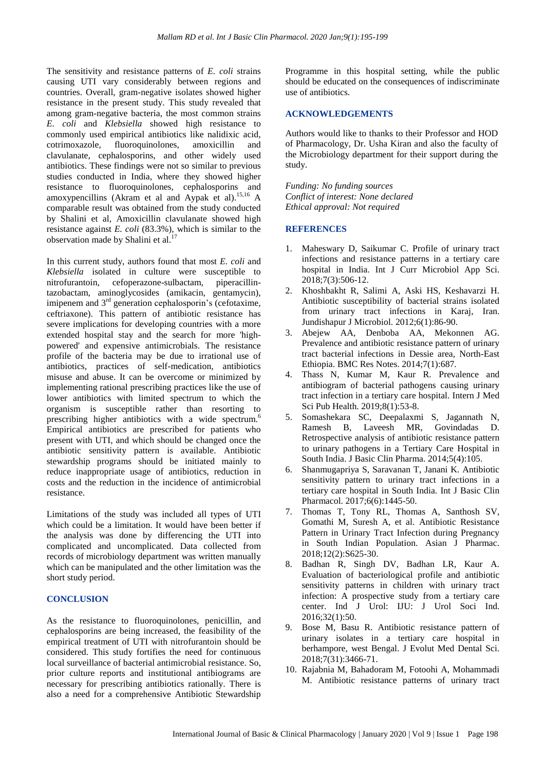The sensitivity and resistance patterns of *E. coli* strains causing UTI vary considerably between regions and countries. Overall, gram-negative isolates showed higher resistance in the present study. This study revealed that among gram-negative bacteria, the most common strains *E. coli* and *Klebsiella* showed high resistance to commonly used empirical antibiotics like nalidixic acid, cotrimoxazole, fluoroquinolones, amoxicillin and clavulanate, cephalosporins, and other widely used antibiotics. These findings were not so similar to previous studies conducted in India, where they showed higher resistance to fluoroquinolones, cephalosporins and amoxypencillins (Akram et al and Aypak et al).[15,16] A comparable result was obtained from the study conducted by Shalini et al, Amoxicillin clavulanate showed high resistance against *E. coli* (83.3%), which is similar to the observation made by Shalini et al.[17]

In this current study, authors found that most *E. coli* and *Klebsiella* isolated in culture were susceptible to nitrofurantoin, cefoperazone-sulbactam, piperacillin-tazobactam, aminoglycosides (amikacin, gentamycin), imipenem and 3rd generation cephalosporin's (cefotaxime, ceftriaxone). This pattern of antibiotic resistance has severe implications for developing countries with a more extended hospital stay and the search for more 'high-powered' and expensive antimicrobials. The resistance profile of the bacteria may be due to irrational use of antibiotics, practices of self-medication, antibiotics misuse and abuse. It can be overcome or minimized by implementing rational prescribing practices like the use of lower antibiotics with limited spectrum to which the organism is susceptible rather than resorting to prescribing higher antibiotics with a wide spectrum.[6] Empirical antibiotics are prescribed for patients who present with UTI, and which should be changed once the antibiotic sensitivity pattern is available. Antibiotic stewardship programs should be initiated mainly to reduce inappropriate usage of antibiotics, reduction in costs and the reduction in the incidence of antimicrobial resistance.

Limitations of the study was included all types of UTI which could be a limitation. It would have been better if the analysis was done by differencing the UTI into complicated and uncomplicated. Data collected from records of microbiology department was written manually which can be manipulated and the other limitation was the short study period.

## CONCLUSION

As the resistance to fluoroquinolones, penicillin, and cephalosporins are being increased, the feasibility of the empirical treatment of UTI with nitrofurantoin should be considered. This study fortifies the need for continuous local surveillance of bacterial antimicrobial resistance. So, prior culture reports and institutional antibiograms are necessary for prescribing antibiotics rationally. There is also a need for a comprehensive Antibiotic Stewardship Programme in this hospital setting, while the public should be educated on the consequences of indiscriminate use of antibiotics.

## ACKNOWLEDGEMENTS

Authors would like to thanks to their Professor and HOD of Pharmacology, Dr. Usha Kiran and also the faculty of the Microbiology department for their support during the study.

*Funding: No funding sources*
*Conflict of interest: None declared*
*Ethical approval: Not required*

## REFERENCES

1. Maheswary D, Saikumar C. Profile of urinary tract infections and resistance patterns in a tertiary care hospital in India. Int J Curr Microbiol App Sci. 2018;7(3):506-12.
2. Khoshbakht R, Salimi A, Aski HS, Keshavarzi H. Antibiotic susceptibility of bacterial strains isolated from urinary tract infections in Karaj, Iran. Jundishapur J Microbiol. 2012;6(1):86-90.
3. Abejew AA, Denboba AA, Mekonnen AG. Prevalence and antibiotic resistance pattern of urinary tract bacterial infections in Dessie area, North-East Ethiopia. BMC Res Notes. 2014;7(1):687.
4. Thass N, Kumar M, Kaur R. Prevalence and antibiogram of bacterial pathogens causing urinary tract infection in a tertiary care hospital. Intern J Med Sci Pub Health. 2019;8(1):53-8.
5. Somashekara SC, Deepalaxmi S, Jagannath N, Ramesh B, Laveesh MR, Govindadas D. Retrospective analysis of antibiotic resistance pattern to urinary pathogens in a Tertiary Care Hospital in South India. J Basic Clin Pharma. 2014;5(4):105.
6. Shanmugapriya S, Saravanan T, Janani K. Antibiotic sensitivity pattern to urinary tract infections in a tertiary care hospital in South India. Int J Basic Clin Pharmacol. 2017;6(6):1445-50.
7. Thomas T, Tony RL, Thomas A, Santhosh SV, Gomathi M, Suresh A, et al. Antibiotic Resistance Pattern in Urinary Tract Infection during Pregnancy in South Indian Population. Asian J Pharmac. 2018;12(2):S625-30.
8. Badhan R, Singh DV, Badhan LR, Kaur A. Evaluation of bacteriological profile and antibiotic sensitivity patterns in children with urinary tract infection: A prospective study from a tertiary care center. Ind J Urol: IJU: J Urol Soci Ind. 2016;32(1):50.
9. Bose M, Basu R. Antibiotic resistance pattern of urinary isolates in a tertiary care hospital in berhampore, west Bengal. J Evolut Med Dental Sci. 2018;7(31):3466-71.
10. Rajabnia M, Bahadoram M, Fotoohi A, Mohammadi M. Antibiotic resistance patterns of urinary tract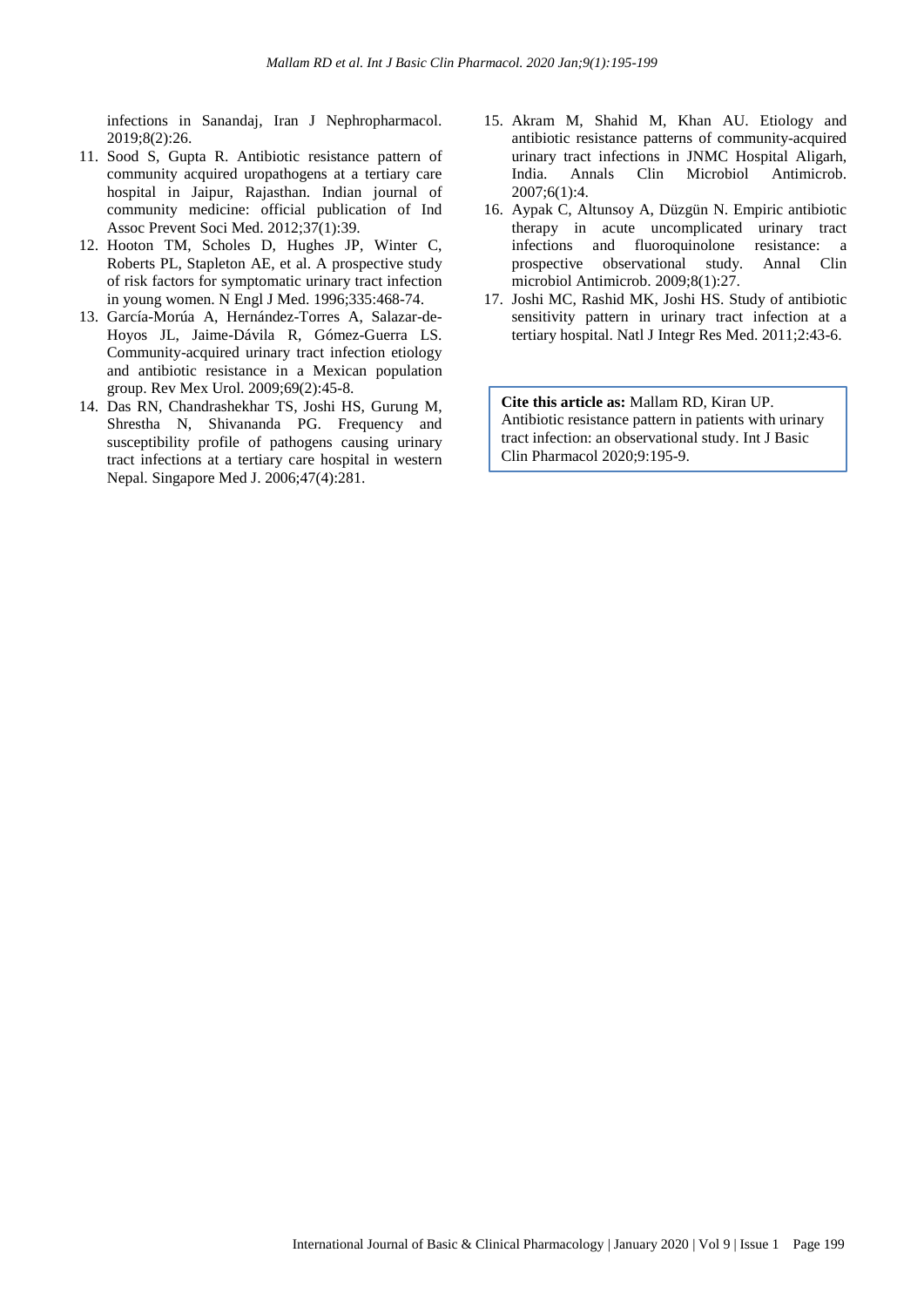infections in Sanandaj, Iran J Nephropharmacol. 2019;8(2):26.

11. Sood S, Gupta R. Antibiotic resistance pattern of community acquired uropathogens at a tertiary care hospital in Jaipur, Rajasthan. Indian journal of community medicine: official publication of Ind Assoc Prevent Soci Med. 2012;37(1):39.
12. Hooton TM, Scholes D, Hughes JP, Winter C, Roberts PL, Stapleton AE, et al. A prospective study of risk factors for symptomatic urinary tract infection in young women. N Engl J Med. 1996;335:468-74.
13. García-Morúa A, Hernández-Torres A, Salazar-de-Hoyos JL, Jaime-Dávila R, Gómez-Guerra LS. Community-acquired urinary tract infection etiology and antibiotic resistance in a Mexican population group. Rev Mex Urol. 2009;69(2):45-8.
14. Das RN, Chandrashekhar TS, Joshi HS, Gurung M, Shrestha N, Shivananda PG. Frequency and susceptibility profile of pathogens causing urinary tract infections at a tertiary care hospital in western Nepal. Singapore Med J. 2006;47(4):281.
15. Akram M, Shahid M, Khan AU. Etiology and antibiotic resistance patterns of community-acquired urinary tract infections in JNMC Hospital Aligarh, India. Annals Clin Microbiol Antimicrob. 2007;6(1):4.
16. Aypak C, Altunsoy A, Düzgün N. Empiric antibiotic therapy in acute uncomplicated urinary tract infections and fluoroquinolone resistance: a prospective observational study. Annal Clin microbiol Antimicrob. 2009;8(1):27.
17. Joshi MC, Rashid MK, Joshi HS. Study of antibiotic sensitivity pattern in urinary tract infection at a tertiary hospital. Natl J Integr Res Med. 2011;2:43-6.

**Cite this article as:** Mallam RD, Kiran UP. Antibiotic resistance pattern in patients with urinary tract infection: an observational study. Int J Basic Clin Pharmacol 2020;9:195-9.